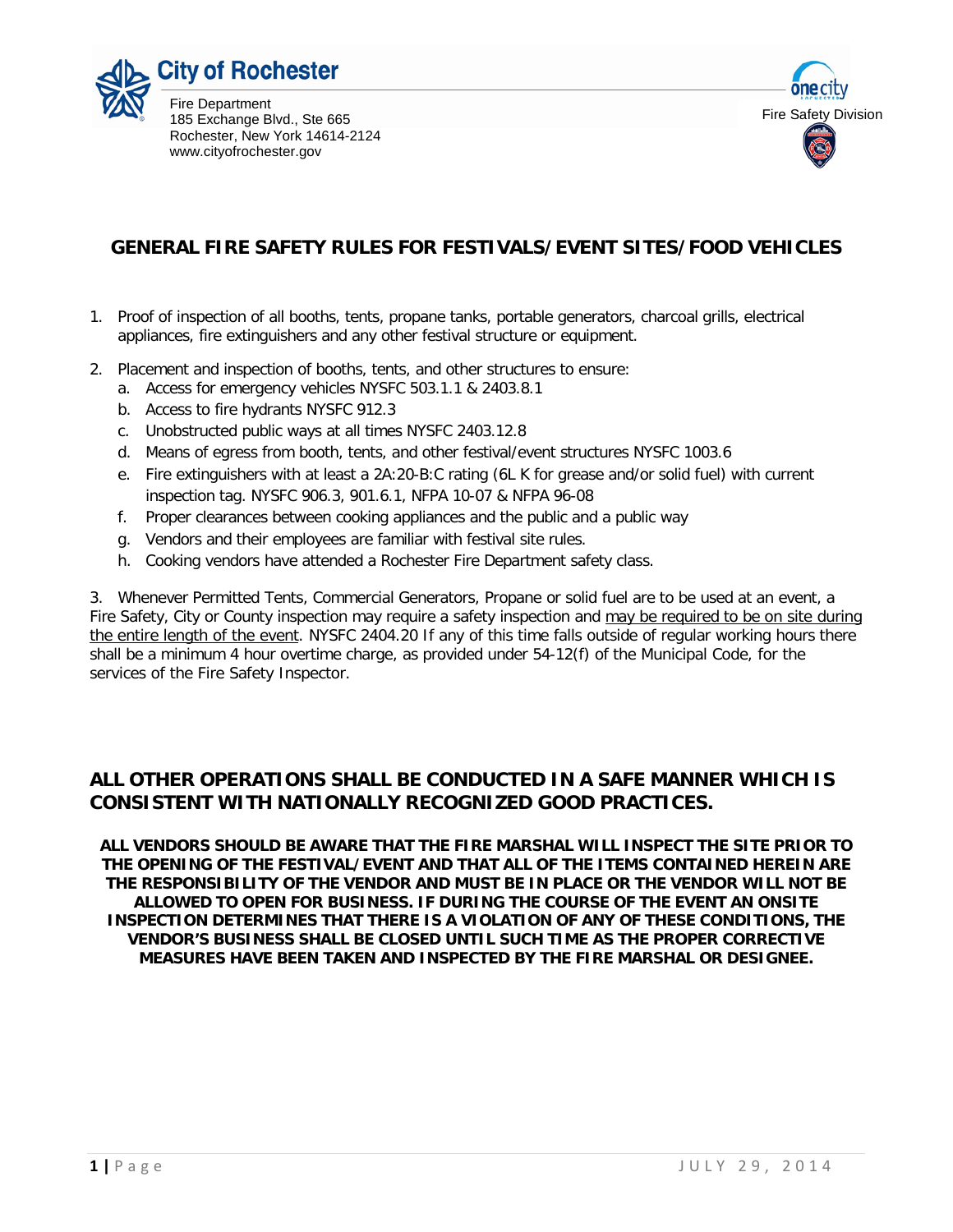City of Rochester

Fire Department
185 Exchange Blvd., Ste 665
Rochester, New York 14614-2124
www.cityofrochester.gov

Fire Safety Division

## GENERAL FIRE SAFETY RULES FOR FESTIVALS/EVENT SITES/FOOD VEHICLES

1. Proof of inspection of all booths, tents, propane tanks, portable generators, charcoal grills, electrical appliances, fire extinguishers and any other festival structure or equipment.

2. Placement and inspection of booths, tents, and other structures to ensure:
   a. Access for emergency vehicles NYSFC 503.1.1 & 2403.8.1
   b. Access to fire hydrants NYSFC 912.3
   c. Unobstructed public ways at all times NYSFC 2403.12.8
   d. Means of egress from booth, tents, and other festival/event structures NYSFC 1003.6
   e. Fire extinguishers with at least a 2A:20-B:C rating (6L K for grease and/or solid fuel) with current inspection tag. NYSFC 906.3, 901.6.1, NFPA 10-07 & NFPA 96-08
   f. Proper clearances between cooking appliances and the public and a public way
   g. Vendors and their employees are familiar with festival site rules.
   h. Cooking vendors have attended a Rochester Fire Department safety class.

3. Whenever Permitted Tents, Commercial Generators, Propane or solid fuel are to be used at an event, a Fire Safety, City or County inspection may require a safety inspection and <u>may be required to be on site during the entire length of the event</u>. NYSFC 2404.20 If any of this time falls outside of regular working hours there shall be a minimum 4 hour overtime charge, as provided under 54-12(f) of the Municipal Code, for the services of the Fire Safety Inspector.

### ALL OTHER OPERATIONS SHALL BE CONDUCTED IN A SAFE MANNER WHICH IS CONSISTENT WITH NATIONALLY RECOGNIZED GOOD PRACTICES.

**ALL VENDORS SHOULD BE AWARE THAT THE FIRE MARSHAL WILL INSPECT THE SITE PRIOR TO THE OPENING OF THE FESTIVAL/EVENT AND THAT ALL OF THE ITEMS CONTAINED HEREIN ARE THE RESPONSIBILITY OF THE VENDOR AND MUST BE IN PLACE OR THE VENDOR WILL NOT BE ALLOWED TO OPEN FOR BUSINESS. IF DURING THE COURSE OF THE EVENT AN ONSITE INSPECTION DETERMINES THAT THERE IS A VIOLATION OF ANY OF THESE CONDITIONS, THE VENDOR'S BUSINESS SHALL BE CLOSED UNTIL SUCH TIME AS THE PROPER CORRECTIVE MEASURES HAVE BEEN TAKEN AND INSPECTED BY THE FIRE MARSHAL OR DESIGNEE.**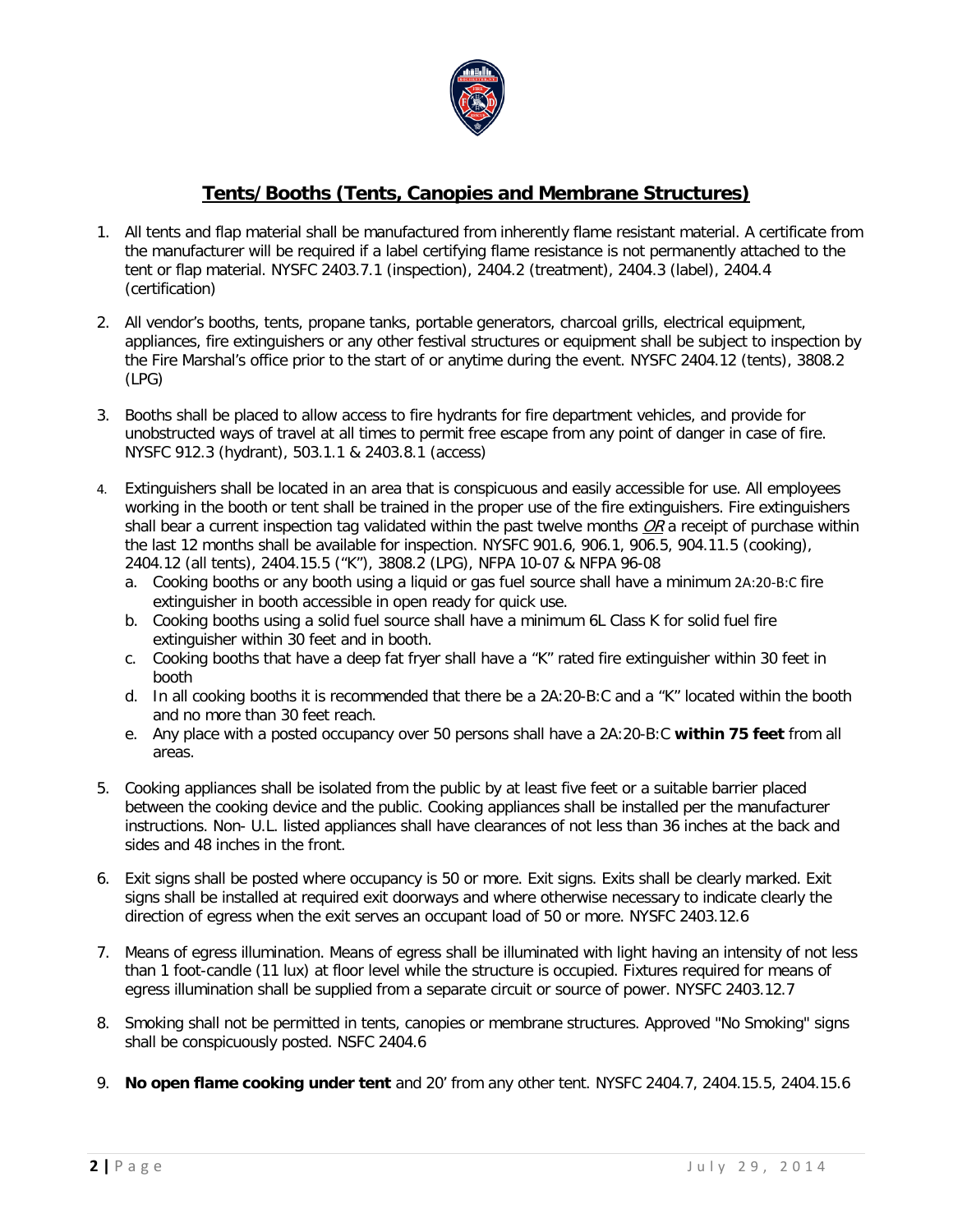# **Tents/Booths (Tents, Canopies and Membrane Structures)**

1. All tents and flap material shall be manufactured from inherently flame resistant material. A certificate from the manufacturer will be required if a label certifying flame resistance is not permanently attached to the tent or flap material. NYSFC 2403.7.1 (inspection), 2404.2 (treatment), 2404.3 (label), 2404.4 (certification)

2. All vendor's booths, tents, propane tanks, portable generators, charcoal grills, electrical equipment, appliances, fire extinguishers or any other festival structures or equipment shall be subject to inspection by the Fire Marshal's office prior to the start of or anytime during the event. NYSFC 2404.12 (tents), 3808.2 (LPG)

3. Booths shall be placed to allow access to fire hydrants for fire department vehicles, and provide for unobstructed ways of travel at all times to permit free escape from any point of danger in case of fire. NYSFC 912.3 (hydrant), 503.1.1 & 2403.8.1 (access)

4. Extinguishers shall be located in an area that is conspicuous and easily accessible for use. All employees working in the booth or tent shall be trained in the proper use of the fire extinguishers. Fire extinguishers shall bear a current inspection tag validated within the past twelve months *OR* a receipt of purchase within the last 12 months shall be available for inspection. NYSFC 901.6, 906.1, 906.5, 904.11.5 (cooking), 2404.12 (all tents), 2404.15.5 ("K"), 3808.2 (LPG), NFPA 10-07 & NFPA 96-08
   a. Cooking booths or any booth using a liquid or gas fuel source shall have a minimum 2A:20-B:C fire extinguisher in booth accessible in open ready for quick use.
   b. Cooking booths using a solid fuel source shall have a minimum 6L Class K for solid fuel fire extinguisher within 30 feet and in booth.
   c. Cooking booths that have a deep fat fryer shall have a "K" rated fire extinguisher within 30 feet in booth
   d. In all cooking booths it is recommended that there be a 2A:20-B:C and a "K" located within the booth and no more than 30 feet reach.
   e. Any place with a posted occupancy over 50 persons shall have a 2A:20-B:C **within 75 feet** from all areas.

5. Cooking appliances shall be isolated from the public by at least five feet or a suitable barrier placed between the cooking device and the public. Cooking appliances shall be installed per the manufacturer instructions. Non- U.L. listed appliances shall have clearances of not less than 36 inches at the back and sides and 48 inches in the front.

6. Exit signs shall be posted where occupancy is 50 or more. Exit signs. Exits shall be clearly marked. Exit signs shall be installed at required exit doorways and where otherwise necessary to indicate clearly the direction of egress when the exit serves an occupant load of 50 or more. NYSFC 2403.12.6

7. Means of egress illumination. Means of egress shall be illuminated with light having an intensity of not less than 1 foot-candle (11 lux) at floor level while the structure is occupied. Fixtures required for means of egress illumination shall be supplied from a separate circuit or source of power. NYSFC 2403.12.7

8. Smoking shall not be permitted in tents, canopies or membrane structures. Approved "No Smoking" signs shall be conspicuously posted. NSFC 2404.6

9. **No open flame cooking under tent** and 20' from any other tent. NYSFC 2404.7, 2404.15.5, 2404.15.6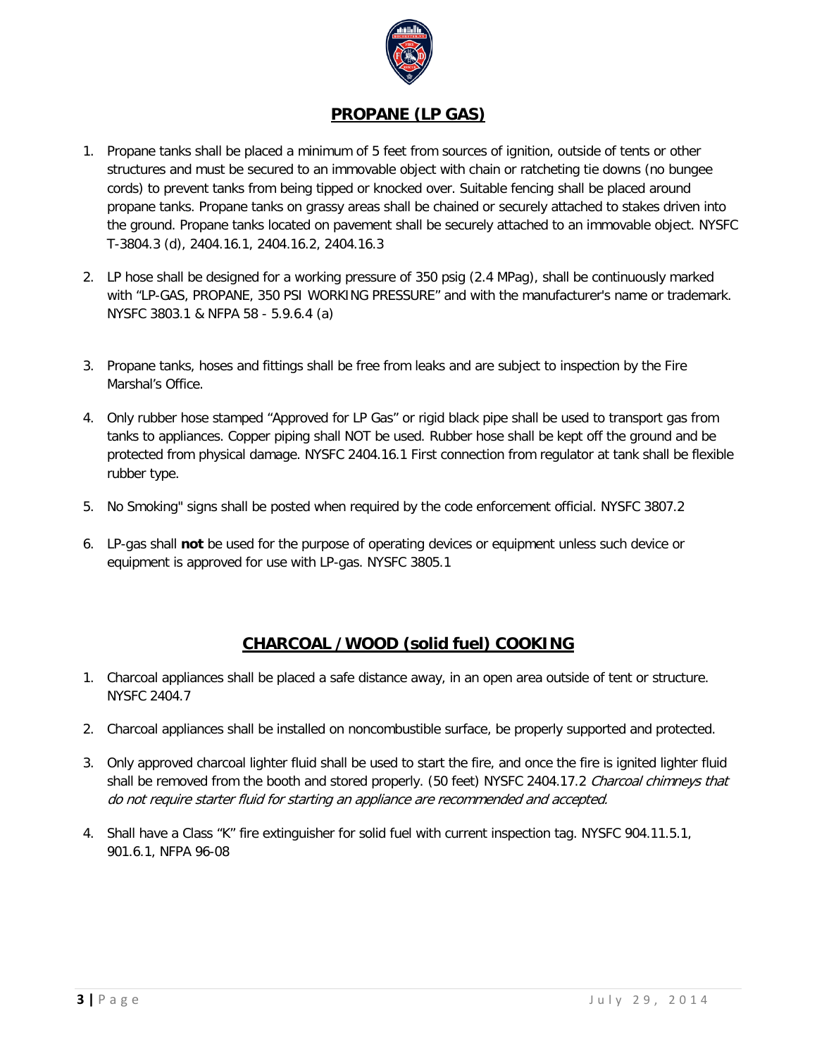## PROPANE (LP GAS)

1. Propane tanks shall be placed a minimum of 5 feet from sources of ignition, outside of tents or other structures and must be secured to an immovable object with chain or ratcheting tie downs (no bungee cords) to prevent tanks from being tipped or knocked over. Suitable fencing shall be placed around propane tanks. Propane tanks on grassy areas shall be chained or securely attached to stakes driven into the ground. Propane tanks located on pavement shall be securely attached to an immovable object. NYSFC T-3804.3 (d), 2404.16.1, 2404.16.2, 2404.16.3

2. LP hose shall be designed for a working pressure of 350 psig (2.4 MPag), shall be continuously marked with "LP-GAS, PROPANE, 350 PSI WORKING PRESSURE" and with the manufacturer's name or trademark. NYSFC 3803.1 & NFPA 58 - 5.9.6.4 (a)

3. Propane tanks, hoses and fittings shall be free from leaks and are subject to inspection by the Fire Marshal's Office.

4. Only rubber hose stamped "Approved for LP Gas" or rigid black pipe shall be used to transport gas from tanks to appliances. Copper piping shall NOT be used. Rubber hose shall be kept off the ground and be protected from physical damage. NYSFC 2404.16.1 First connection from regulator at tank shall be flexible rubber type.

5. No Smoking" signs shall be posted when required by the code enforcement official. NYSFC 3807.2

6. LP-gas shall **not** be used for the purpose of operating devices or equipment unless such device or equipment is approved for use with LP-gas. NYSFC 3805.1

## CHARCOAL / WOOD (solid fuel) COOKING

1. Charcoal appliances shall be placed a safe distance away, in an open area outside of tent or structure. NYSFC 2404.7

2. Charcoal appliances shall be installed on noncombustible surface, be properly supported and protected.

3. Only approved charcoal lighter fluid shall be used to start the fire, and once the fire is ignited lighter fluid shall be removed from the booth and stored properly. (50 feet) NYSFC 2404.17.2 *Charcoal chimneys that do not require starter fluid for starting an appliance are recommended and accepted.*

4. Shall have a Class "K" fire extinguisher for solid fuel with current inspection tag. NYSFC 904.11.5.1, 901.6.1, NFPA 96-08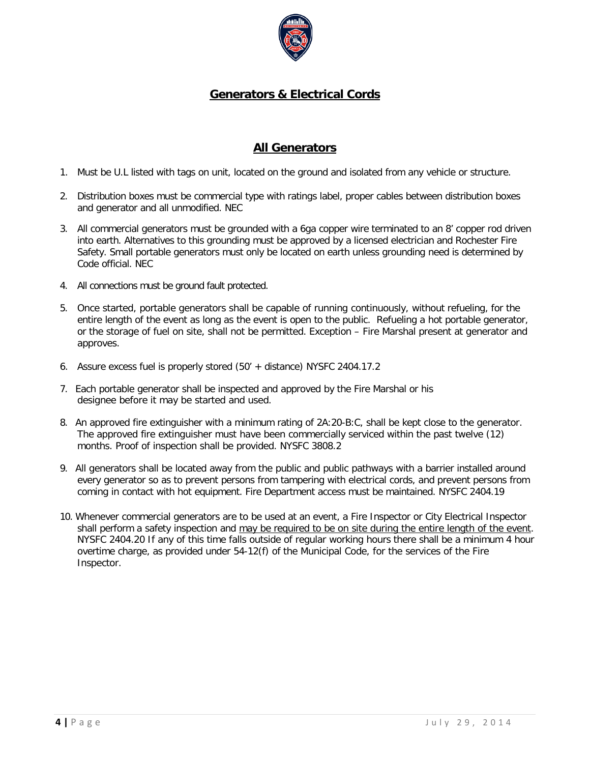# Generators & Electrical Cords

## All Generators

1. Must be U.L listed with tags on unit, located on the ground and isolated from any vehicle or structure.

2. Distribution boxes must be commercial type with ratings label, proper cables between distribution boxes and generator and all unmodified. NEC

3. All commercial generators must be grounded with a 6ga copper wire terminated to an 8' copper rod driven into earth. Alternatives to this grounding must be approved by a licensed electrician and Rochester Fire Safety. Small portable generators must only be located on earth unless grounding need is determined by Code official. NEC

4. All connections must be ground fault protected.

5. Once started, portable generators shall be capable of running continuously, without refueling, for the entire length of the event as long as the event is open to the public. Refueling a hot portable generator, or the storage of fuel on site, shall not be permitted. Exception – Fire Marshal present at generator and approves.

6. Assure excess fuel is properly stored (50' + distance) NYSFC 2404.17.2

7. Each portable generator shall be inspected and approved by the Fire Marshal or his designee before it may be started and used.

8. An approved fire extinguisher with a minimum rating of 2A:20-B:C, shall be kept close to the generator. The approved fire extinguisher must have been commercially serviced within the past twelve (12) months. Proof of inspection shall be provided. NYSFC 3808.2

9. All generators shall be located away from the public and public pathways with a barrier installed around every generator so as to prevent persons from tampering with electrical cords, and prevent persons from coming in contact with hot equipment. Fire Department access must be maintained. NYSFC 2404.19

10. Whenever commercial generators are to be used at an event, a Fire Inspector or City Electrical Inspector shall perform a safety inspection and <u>may be required to be on site during the entire length of the event</u>. NYSFC 2404.20 If any of this time falls outside of regular working hours there shall be a minimum 4 hour overtime charge, as provided under 54-12(f) of the Municipal Code, for the services of the Fire Inspector.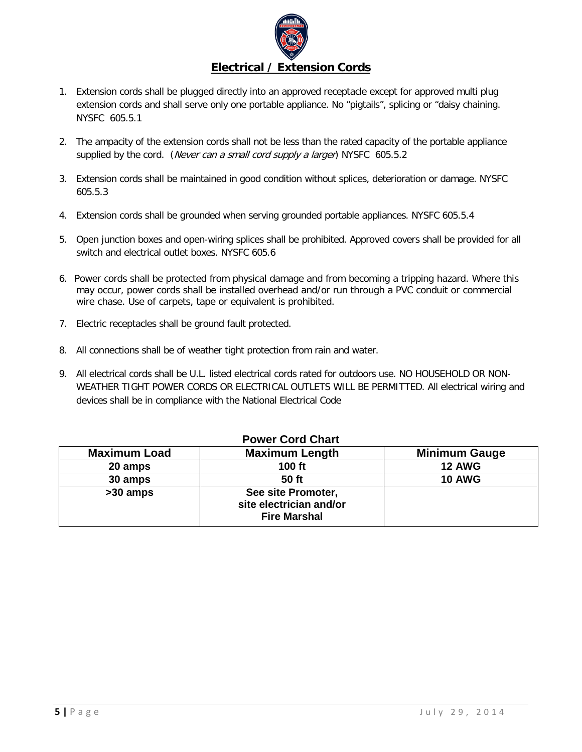## Electrical / Extension Cords

1. Extension cords shall be plugged directly into an approved receptacle except for approved multi plug extension cords and shall serve only one portable appliance. No "pigtails", splicing or "daisy chaining. NYSFC 605.5.1

2. The ampacity of the extension cords shall not be less than the rated capacity of the portable appliance supplied by the cord. (*Never can a small cord supply a larger*) NYSFC 605.5.2

3. Extension cords shall be maintained in good condition without splices, deterioration or damage. NYSFC 605.5.3

4. Extension cords shall be grounded when serving grounded portable appliances. NYSFC 605.5.4

5. Open junction boxes and open-wiring splices shall be prohibited. Approved covers shall be provided for all switch and electrical outlet boxes. NYSFC 605.6

6. Power cords shall be protected from physical damage and from becoming a tripping hazard. Where this may occur, power cords shall be installed overhead and/or run through a PVC conduit or commercial wire chase. Use of carpets, tape or equivalent is prohibited.

7. Electric receptacles shall be ground fault protected.

8. All connections shall be of weather tight protection from rain and water.

9. All electrical cords shall be U.L. listed electrical cords rated for outdoors use. NO HOUSEHOLD OR NON-WEATHER TIGHT POWER CORDS OR ELECTRICAL OUTLETS WILL BE PERMITTED. All electrical wiring and devices shall be in compliance with the National Electrical Code

**Power Cord Chart**

| Maximum Load | Maximum Length | Minimum Gauge |
|---|---|---|
| 20 amps | 100 ft | 12 AWG |
| 30 amps | 50 ft | 10 AWG |
| >30 amps | See site Promoter, site electrician and/or Fire Marshal | |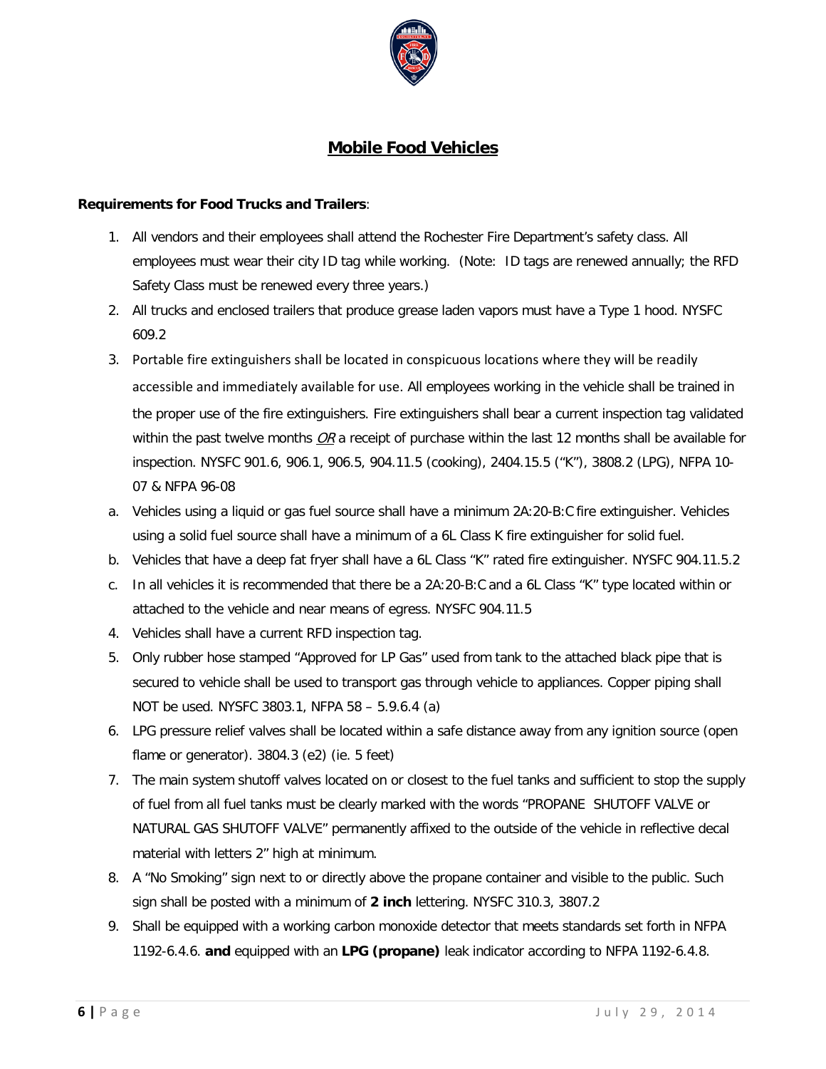# **Mobile Food Vehicles**

**Requirements for Food Trucks and Trailers**:

1. All vendors and their employees shall attend the Rochester Fire Department's safety class. All employees must wear their city ID tag while working. (Note: ID tags are renewed annually; the RFD Safety Class must be renewed every three years.)
2. All trucks and enclosed trailers that produce grease laden vapors must have a Type 1 hood. NYSFC 609.2
3. Portable fire extinguishers shall be located in conspicuous locations where they will be readily accessible and immediately available for use. All employees working in the vehicle shall be trained in the proper use of the fire extinguishers. Fire extinguishers shall bear a current inspection tag validated within the past twelve months *OR* a receipt of purchase within the last 12 months shall be available for inspection. NYSFC 901.6, 906.1, 906.5, 904.11.5 (cooking), 2404.15.5 ("K"), 3808.2 (LPG), NFPA 10-07 & NFPA 96-08

   a. Vehicles using a liquid or gas fuel source shall have a minimum 2A:20-B:C fire extinguisher. Vehicles using a solid fuel source shall have a minimum of a 6L Class K fire extinguisher for solid fuel.

   b. Vehicles that have a deep fat fryer shall have a 6L Class "K" rated fire extinguisher. NYSFC 904.11.5.2

   c. In all vehicles it is recommended that there be a 2A:20-B:C and a 6L Class "K" type located within or attached to the vehicle and near means of egress. NYSFC 904.11.5
4. Vehicles shall have a current RFD inspection tag.
5. Only rubber hose stamped "Approved for LP Gas" used from tank to the attached black pipe that is secured to vehicle shall be used to transport gas through vehicle to appliances. Copper piping shall NOT be used. NYSFC 3803.1, NFPA 58 – 5.9.6.4 (a)
6. LPG pressure relief valves shall be located within a safe distance away from any ignition source (open flame or generator). 3804.3 (e2) (ie. 5 feet)
7. The main system shutoff valves located on or closest to the fuel tanks and sufficient to stop the supply of fuel from all fuel tanks must be clearly marked with the words "PROPANE SHUTOFF VALVE or NATURAL GAS SHUTOFF VALVE" permanently affixed to the outside of the vehicle in reflective decal material with letters 2" high at minimum.
8. A "No Smoking" sign next to or directly above the propane container and visible to the public. Such sign shall be posted with a minimum of **2 inch** lettering. NYSFC 310.3, 3807.2
9. Shall be equipped with a working carbon monoxide detector that meets standards set forth in NFPA 1192-6.4.6. **and** equipped with an **LPG (propane)** leak indicator according to NFPA 1192-6.4.8.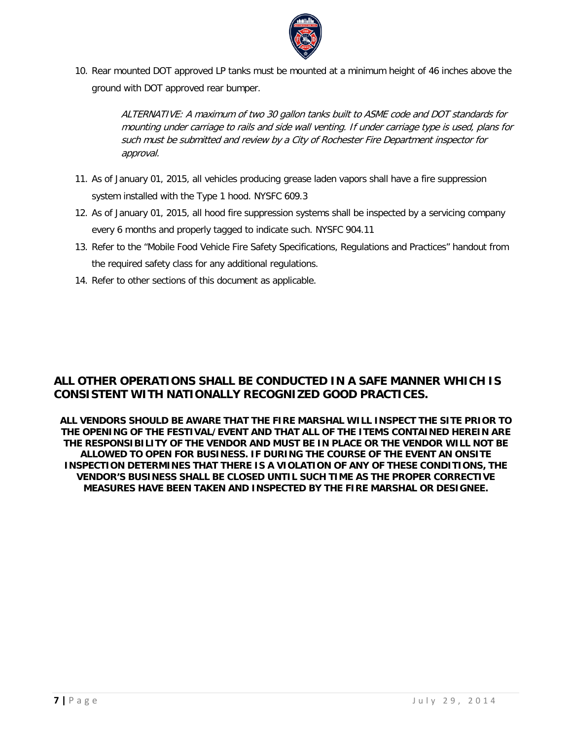10. Rear mounted DOT approved LP tanks must be mounted at a minimum height of 46 inches above the ground with DOT approved rear bumper.

    *ALTERNATIVE: A maximum of two 30 gallon tanks built to ASME code and DOT standards for mounting under carriage to rails and side wall venting. If under carriage type is used, plans for such must be submitted and review by a City of Rochester Fire Department inspector for approval.*

11. As of January 01, 2015, all vehicles producing grease laden vapors shall have a fire suppression system installed with the Type 1 hood. NYSFC 609.3
12. As of January 01, 2015, all hood fire suppression systems shall be inspected by a servicing company every 6 months and properly tagged to indicate such. NYSFC 904.11
13. Refer to the "Mobile Food Vehicle Fire Safety Specifications, Regulations and Practices" handout from the required safety class for any additional regulations.
14. Refer to other sections of this document as applicable.

## ALL OTHER OPERATIONS SHALL BE CONDUCTED IN A SAFE MANNER WHICH IS CONSISTENT WITH NATIONALLY RECOGNIZED GOOD PRACTICES.

**ALL VENDORS SHOULD BE AWARE THAT THE FIRE MARSHAL WILL INSPECT THE SITE PRIOR TO THE OPENING OF THE FESTIVAL/EVENT AND THAT ALL OF THE ITEMS CONTAINED HEREIN ARE THE RESPONSIBILITY OF THE VENDOR AND MUST BE IN PLACE OR THE VENDOR WILL NOT BE ALLOWED TO OPEN FOR BUSINESS. IF DURING THE COURSE OF THE EVENT AN ONSITE INSPECTION DETERMINES THAT THERE IS A VIOLATION OF ANY OF THESE CONDITIONS, THE VENDOR'S BUSINESS SHALL BE CLOSED UNTIL SUCH TIME AS THE PROPER CORRECTIVE MEASURES HAVE BEEN TAKEN AND INSPECTED BY THE FIRE MARSHAL OR DESIGNEE.**